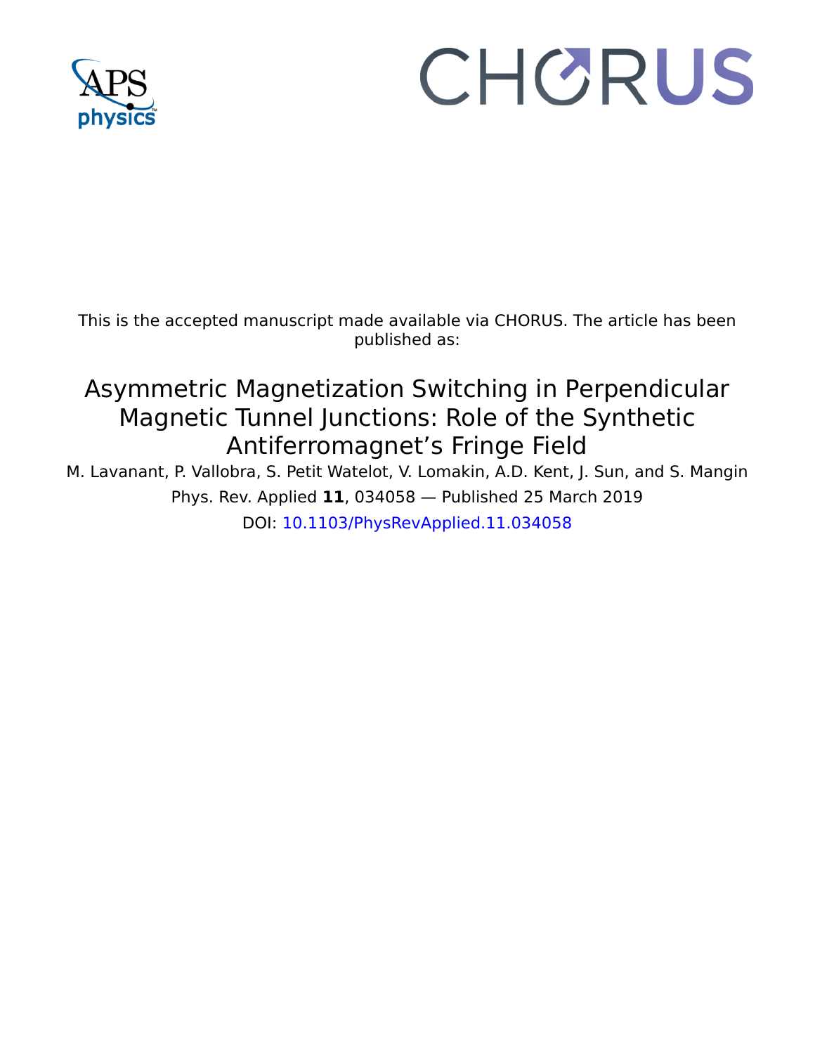This is the accepted manuscript made available via CHORUS. The article has been published as:

# Asymmetric Magnetization Switching in Perpendicular Magnetic Tunnel Junctions: Role of the Synthetic Antiferromagnet's Fringe Field

M. Lavanant, P. Vallobra, S. Petit Watelot, V. Lomakin, A.D. Kent, J. Sun, and S. Mangin

Phys. Rev. Applied **11**, 034058 — Published 25 March 2019

DOI: 10.1103/PhysRevApplied.11.034058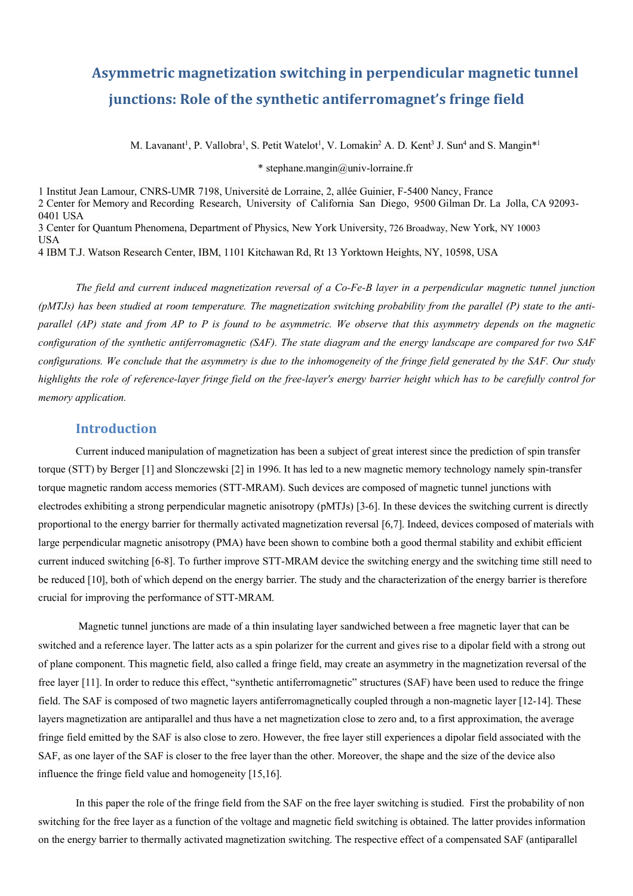# Asymmetric magnetization switching in perpendicular magnetic tunnel junctions: Role of the synthetic antiferromagnet's fringe field

M. Lavanant[1], P. Vallobra[1], S. Petit Watelot[1], V. Lomakin[2] A. D. Kent[3] J. Sun[4] and S. Mangin*[1]

\* stephane.mangin@univ-lorraine.fr

1 Institut Jean Lamour, CNRS-UMR 7198, Université de Lorraine, 2, allée Guinier, F-5400 Nancy, France
2 Center for Memory and Recording Research, University of California San Diego, 9500 Gilman Dr. La Jolla, CA 92093-0401 USA
3 Center for Quantum Phenomena, Department of Physics, New York University, 726 Broadway, New York, NY 10003 USA
4 IBM T.J. Watson Research Center, IBM, 1101 Kitchawan Rd, Rt 13 Yorktown Heights, NY, 10598, USA

*The field and current induced magnetization reversal of a Co-Fe-B layer in a perpendicular magnetic tunnel junction (pMTJs) has been studied at room temperature. The magnetization switching probability from the parallel (P) state to the anti-parallel (AP) state and from AP to P is found to be asymmetric. We observe that this asymmetry depends on the magnetic configuration of the synthetic antiferromagnetic (SAF). The state diagram and the energy landscape are compared for two SAF configurations. We conclude that the asymmetry is due to the inhomogeneity of the fringe field generated by the SAF. Our study highlights the role of reference-layer fringe field on the free-layer's energy barrier height which has to be carefully control for memory application.*

## Introduction

Current induced manipulation of magnetization has been a subject of great interest since the prediction of spin transfer torque (STT) by Berger [1] and Slonczewski [2] in 1996. It has led to a new magnetic memory technology namely spin-transfer torque magnetic random access memories (STT-MRAM). Such devices are composed of magnetic tunnel junctions with electrodes exhibiting a strong perpendicular magnetic anisotropy (pMTJs) [3-6]. In these devices the switching current is directly proportional to the energy barrier for thermally activated magnetization reversal [6,7]. Indeed, devices composed of materials with large perpendicular magnetic anisotropy (PMA) have been shown to combine both a good thermal stability and exhibit efficient current induced switching [6-8]. To further improve STT-MRAM device the switching energy and the switching time still need to be reduced [10], both of which depend on the energy barrier. The study and the characterization of the energy barrier is therefore crucial for improving the performance of STT-MRAM.

Magnetic tunnel junctions are made of a thin insulating layer sandwiched between a free magnetic layer that can be switched and a reference layer. The latter acts as a spin polarizer for the current and gives rise to a dipolar field with a strong out of plane component. This magnetic field, also called a fringe field, may create an asymmetry in the magnetization reversal of the free layer [11]. In order to reduce this effect, "synthetic antiferromagnetic" structures (SAF) have been used to reduce the fringe field. The SAF is composed of two magnetic layers antiferromagnetically coupled through a non-magnetic layer [12-14]. These layers magnetization are antiparallel and thus have a net magnetization close to zero and, to a first approximation, the average fringe field emitted by the SAF is also close to zero. However, the free layer still experiences a dipolar field associated with the SAF, as one layer of the SAF is closer to the free layer than the other. Moreover, the shape and the size of the device also influence the fringe field value and homogeneity [15,16].

In this paper the role of the fringe field from the SAF on the free layer switching is studied. First the probability of non switching for the free layer as a function of the voltage and magnetic field switching is obtained. The latter provides information on the energy barrier to thermally activated magnetization switching. The respective effect of a compensated SAF (antiparallel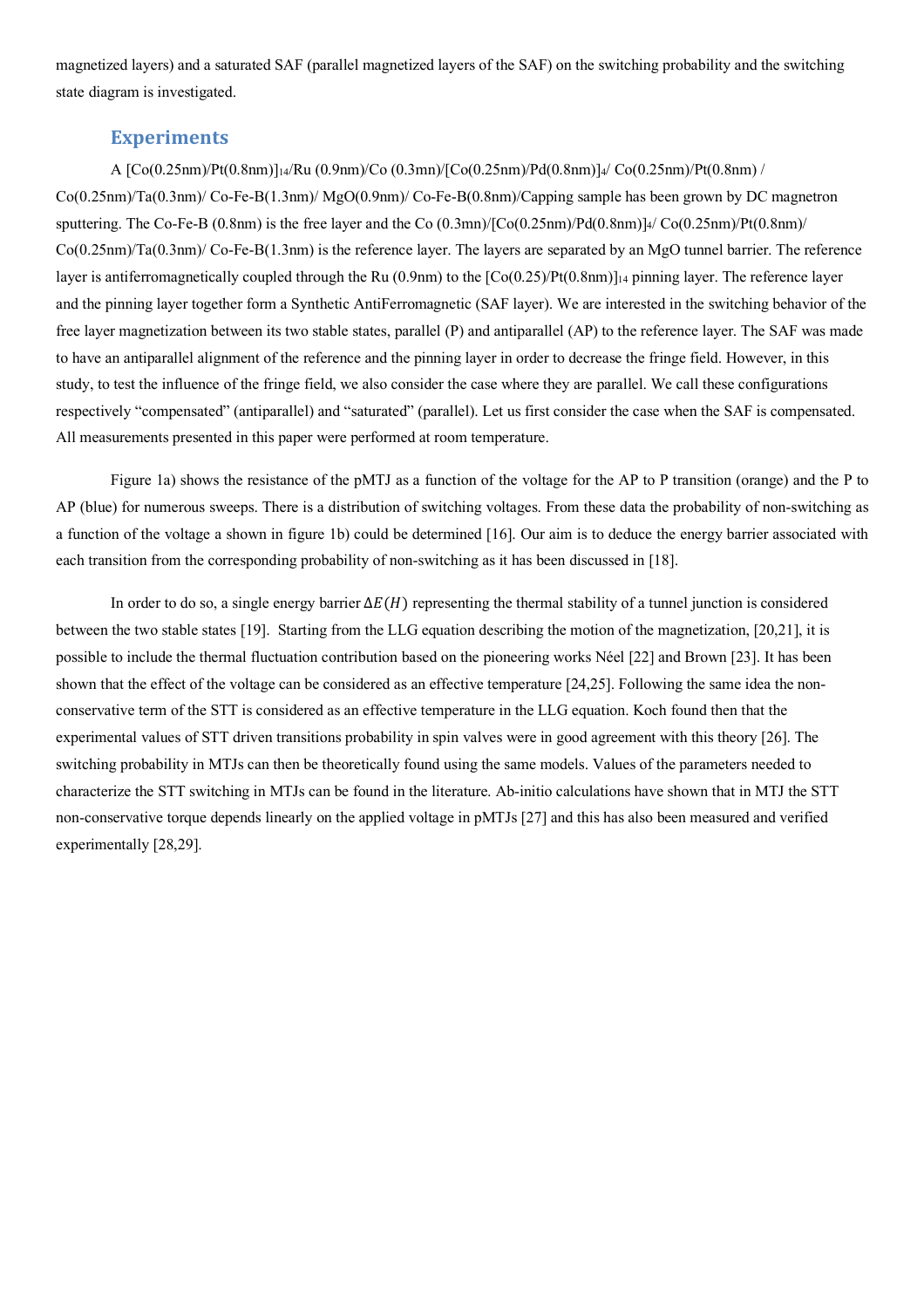magnetized layers) and a saturated SAF (parallel magnetized layers of the SAF) on the switching probability and the switching state diagram is investigated.

## Experiments

A [Co(0.25nm)/Pt(0.8nm)]$_{14}$/Ru (0.9nm)/Co (0.3mn)/[Co(0.25nm)/Pd(0.8nm)]$_4$/ Co(0.25nm)/Pt(0.8nm) / Co(0.25nm)/Ta(0.3nm)/ Co-Fe-B(1.3nm)/ MgO(0.9nm)/ Co-Fe-B(0.8nm)/Capping sample has been grown by DC magnetron sputtering. The Co-Fe-B (0.8nm) is the free layer and the Co (0.3mn)/[Co(0.25nm)/Pd(0.8nm)]$_4$/ Co(0.25nm)/Pt(0.8nm)/ Co(0.25nm)/Ta(0.3nm)/ Co-Fe-B(1.3nm) is the reference layer. The layers are separated by an MgO tunnel barrier. The reference layer is antiferromagnetically coupled through the Ru (0.9nm) to the [Co(0.25)/Pt(0.8nm)]$_{14}$ pinning layer. The reference layer and the pinning layer together form a Synthetic AntiFerromagnetic (SAF layer). We are interested in the switching behavior of the free layer magnetization between its two stable states, parallel (P) and antiparallel (AP) to the reference layer. The SAF was made to have an antiparallel alignment of the reference and the pinning layer in order to decrease the fringe field. However, in this study, to test the influence of the fringe field, we also consider the case where they are parallel. We call these configurations respectively "compensated" (antiparallel) and "saturated" (parallel). Let us first consider the case when the SAF is compensated. All measurements presented in this paper were performed at room temperature.

Figure 1a) shows the resistance of the pMTJ as a function of the voltage for the AP to P transition (orange) and the P to AP (blue) for numerous sweeps. There is a distribution of switching voltages. From these data the probability of non-switching as a function of the voltage a shown in figure 1b) could be determined [16]. Our aim is to deduce the energy barrier associated with each transition from the corresponding probability of non-switching as it has been discussed in [18].

In order to do so, a single energy barrier $\Delta E(H)$ representing the thermal stability of a tunnel junction is considered between the two stable states [19]. Starting from the LLG equation describing the motion of the magnetization, [20,21], it is possible to include the thermal fluctuation contribution based on the pioneering works Néel [22] and Brown [23]. It has been shown that the effect of the voltage can be considered as an effective temperature [24,25]. Following the same idea the non-conservative term of the STT is considered as an effective temperature in the LLG equation. Koch found then that the experimental values of STT driven transitions probability in spin valves were in good agreement with this theory [26]. The switching probability in MTJs can then be theoretically found using the same models. Values of the parameters needed to characterize the STT switching in MTJs can be found in the literature. Ab-initio calculations have shown that in MTJ the STT non-conservative torque depends linearly on the applied voltage in pMTJs [27] and this has also been measured and verified experimentally [28,29].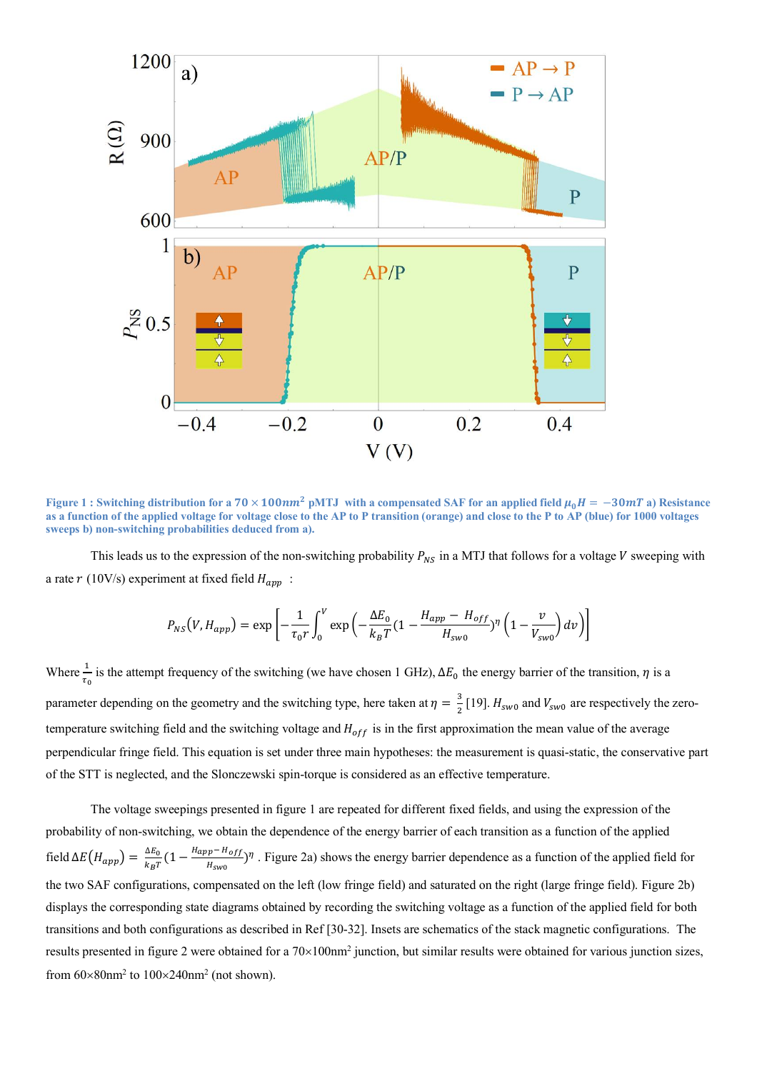**Figure 1 : Switching distribution for a $70 \times 100 nm^2$ pMTJ with a compensated SAF for an applied field $\mu_0 H = -30 mT$ a) Resistance as a function of the applied voltage for voltage close to the AP to P transition (orange) and close to the P to AP (blue) for 1000 voltages sweeps b) non-switching probabilities deduced from a).**

This leads us to the expression of the non-switching probability $P_{NS}$ in a MTJ that follows for a voltage $V$ sweeping with a rate $r$ (10V/s) experiment at fixed field $H_{app}$ :

$$P_{NS}(V, H_{app}) = \exp\left[-\frac{1}{\tau_0 r}\int_0^V \exp\left(-\frac{\Delta E_0}{k_B T}(1 - \frac{H_{app} - H_{off}}{H_{sw0}})^{\eta}\left(1 - \frac{v}{V_{sw0}}\right)dv\right)\right]$$

Where $\frac{1}{\tau_0}$ is the attempt frequency of the switching (we have chosen 1 GHz), $\Delta E_0$ the energy barrier of the transition, $\eta$ is a parameter depending on the geometry and the switching type, here taken at $\eta = \frac{3}{2}$ [19]. $H_{sw0}$ and $V_{sw0}$ are respectively the zero-temperature switching field and the switching voltage and $H_{off}$ is in the first approximation the mean value of the average perpendicular fringe field. This equation is set under three main hypotheses: the measurement is quasi-static, the conservative part of the STT is neglected, and the Slonczewski spin-torque is considered as an effective temperature.

The voltage sweepings presented in figure 1 are repeated for different fixed fields, and using the expression of the probability of non-switching, we obtain the dependence of the energy barrier of each transition as a function of the applied field $\Delta E(H_{app}) = \frac{\Delta E_0}{k_B T}(1 - \frac{H_{app} - H_{off}}{H_{sw0}})^{\eta}$ . Figure 2a) shows the energy barrier dependence as a function of the applied field for the two SAF configurations, compensated on the left (low fringe field) and saturated on the right (large fringe field). Figure 2b) displays the corresponding state diagrams obtained by recording the switching voltage as a function of the applied field for both transitions and both configurations as described in Ref [30-32]. Insets are schematics of the stack magnetic configurations. The results presented in figure 2 were obtained for a $70 \times 100 nm^2$ junction, but similar results were obtained for various junction sizes, from $60 \times 80 nm^2$ to $100 \times 240 nm^2$ (not shown).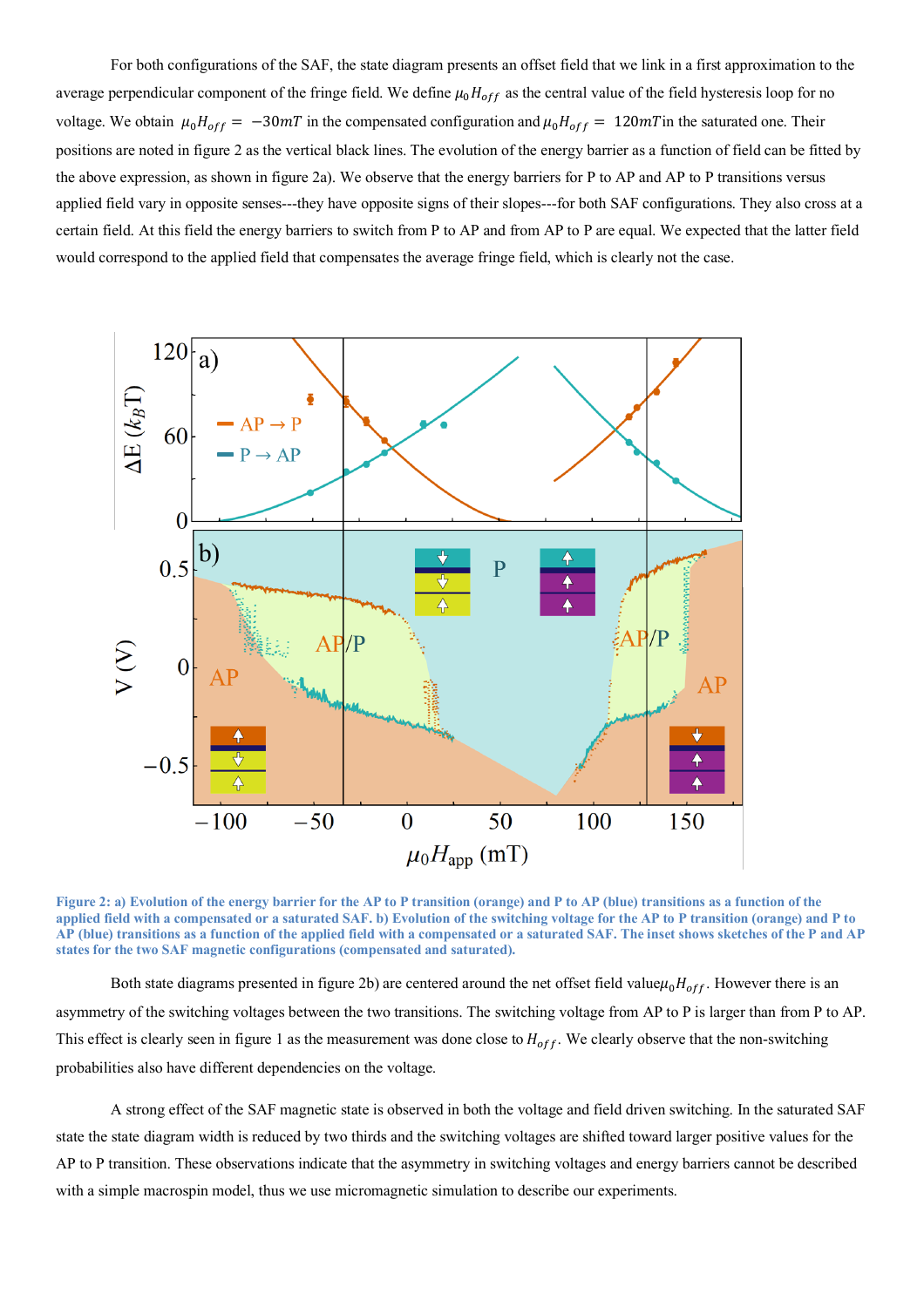For both configurations of the SAF, the state diagram presents an offset field that we link in a first approximation to the average perpendicular component of the fringe field. We define $\mu_0 H_{off}$ as the central value of the field hysteresis loop for no voltage. We obtain $\mu_0 H_{off} = -30mT$ in the compensated configuration and $\mu_0 H_{off} = 120mT$ in the saturated one. Their positions are noted in figure 2 as the vertical black lines. The evolution of the energy barrier as a function of field can be fitted by the above expression, as shown in figure 2a). We observe that the energy barriers for P to AP and AP to P transitions versus applied field vary in opposite senses---they have opposite signs of their slopes---for both SAF configurations. They also cross at a certain field. At this field the energy barriers to switch from P to AP and from AP to P are equal. We expected that the latter field would correspond to the applied field that compensates the average fringe field, which is clearly not the case.

**Figure 2: a) Evolution of the energy barrier for the AP to P transition (orange) and P to AP (blue) transitions as a function of the applied field with a compensated or a saturated SAF. b) Evolution of the switching voltage for the AP to P transition (orange) and P to AP (blue) transitions as a function of the applied field with a compensated or a saturated SAF. The inset shows sketches of the P and AP states for the two SAF magnetic configurations (compensated and saturated).**

Both state diagrams presented in figure 2b) are centered around the net offset field value $\mu_0 H_{off}$. However there is an asymmetry of the switching voltages between the two transitions. The switching voltage from AP to P is larger than from P to AP. This effect is clearly seen in figure 1 as the measurement was done close to $H_{off}$. We clearly observe that the non-switching probabilities also have different dependencies on the voltage.

A strong effect of the SAF magnetic state is observed in both the voltage and field driven switching. In the saturated SAF state the state diagram width is reduced by two thirds and the switching voltages are shifted toward larger positive values for the AP to P transition. These observations indicate that the asymmetry in switching voltages and energy barriers cannot be described with a simple macrospin model, thus we use micromagnetic simulation to describe our experiments.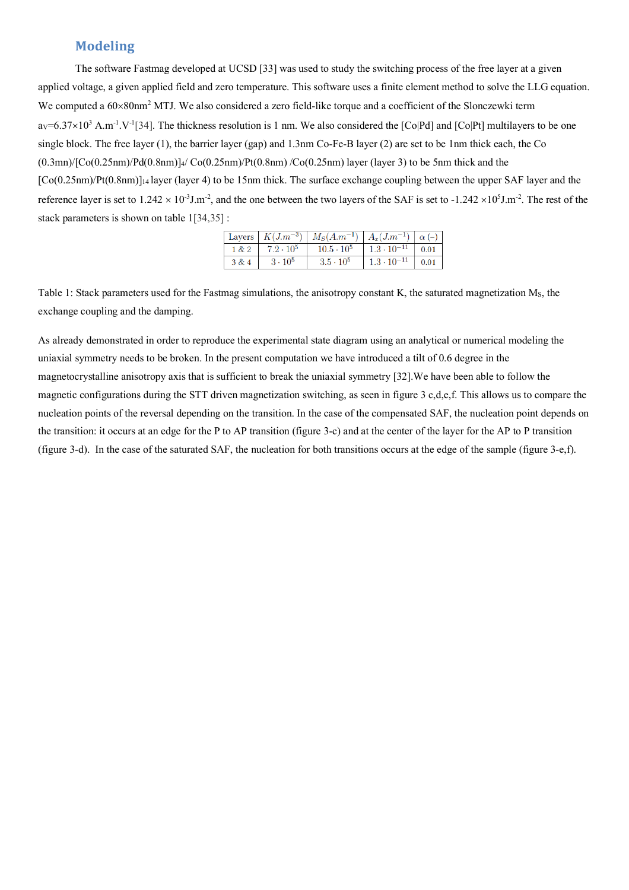## Modeling

The software Fastmag developed at UCSD [33] was used to study the switching process of the free layer at a given applied voltage, a given applied field and zero temperature. This software uses a finite element method to solve the LLG equation. We computed a 60×80nm$^2$ MTJ. We also considered a zero field-like torque and a coefficient of the Slonczewki term $a_V$=6.37×10$^3$ A.m$^{-1}$.V$^{-1}$[34]. The thickness resolution is 1 nm. We also considered the [Co|Pd] and [Co|Pt] multilayers to be one single block. The free layer (1), the barrier layer (gap) and 1.3nm Co-Fe-B layer (2) are set to be 1nm thick each, the Co (0.3mn)/[Co(0.25nm)/Pd(0.8nm)]$_4$/ Co(0.25nm)/Pt(0.8nm) /Co(0.25nm) layer (layer 3) to be 5nm thick and the [Co(0.25nm)/Pt(0.8nm)]$_{14}$ layer (layer 4) to be 15nm thick. The surface exchange coupling between the upper SAF layer and the reference layer is set to 1.242 × 10$^{-3}$J.m$^{-2}$, and the one between the two layers of the SAF is set to -1.242 ×10$^5$J.m$^{-2}$. The rest of the stack parameters is shown on table 1[34,35] :

| Layers | $K(J.m^{-3})$ | $M_S(A.m^{-1})$ | $A_x(J.m^{-1})$ | $\alpha$ (–) |
|---|---|---|---|---|
| 1 & 2 | $7.2 \cdot 10^5$ | $10.5 \cdot 10^5$ | $1.3 \cdot 10^{-11}$ | 0.01 |
| 3 & 4 | $3 \cdot 10^5$ | $3.5 \cdot 10^5$ | $1.3 \cdot 10^{-11}$ | 0.01 |

Table 1: Stack parameters used for the Fastmag simulations, the anisotropy constant K, the saturated magnetization $M_S$, the exchange coupling and the damping.

As already demonstrated in order to reproduce the experimental state diagram using an analytical or numerical modeling the uniaxial symmetry needs to be broken. In the present computation we have introduced a tilt of 0.6 degree in the magnetocrystalline anisotropy axis that is sufficient to break the uniaxial symmetry [32].We have been able to follow the magnetic configurations during the STT driven magnetization switching, as seen in figure 3 c,d,e,f. This allows us to compare the nucleation points of the reversal depending on the transition. In the case of the compensated SAF, the nucleation point depends on the transition: it occurs at an edge for the P to AP transition (figure 3-c) and at the center of the layer for the AP to P transition (figure 3-d). In the case of the saturated SAF, the nucleation for both transitions occurs at the edge of the sample (figure 3-e,f).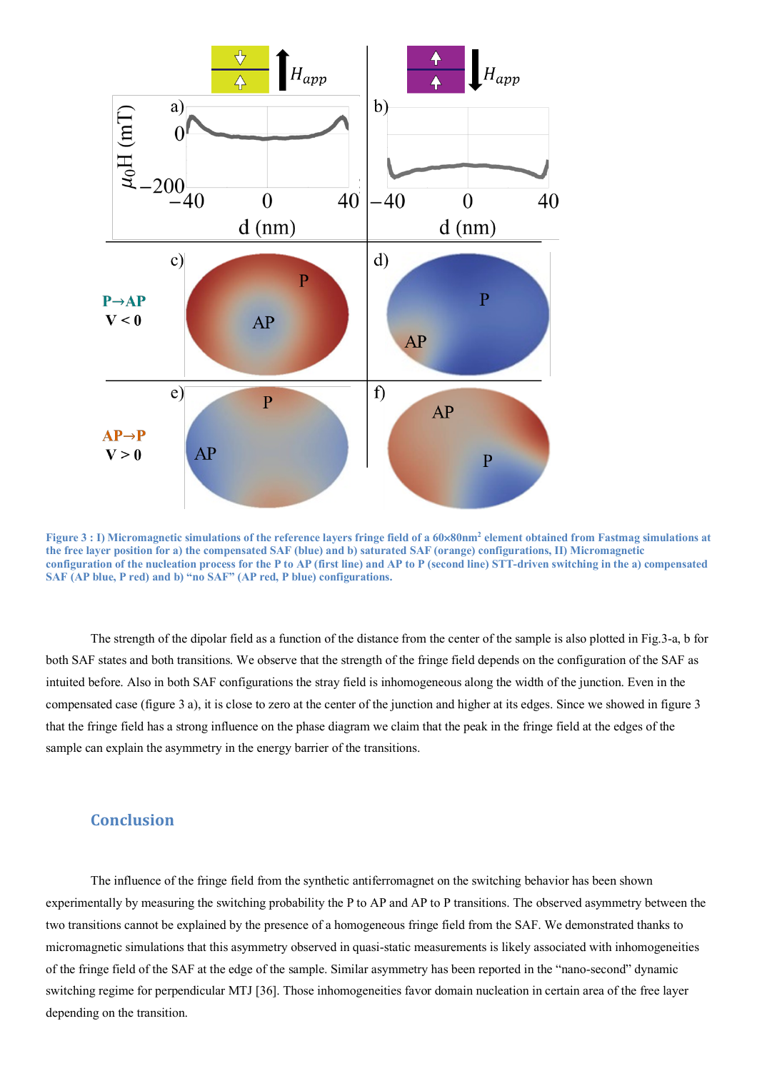Figure 3 : I) Micromagnetic simulations of the reference layers fringe field of a 60×80nm$^2$ element obtained from Fastmag simulations at the free layer position for a) the compensated SAF (blue) and b) saturated SAF (orange) configurations, II) Micromagnetic configuration of the nucleation process for the P to AP (first line) and AP to P (second line) STT-driven switching in the a) compensated SAF (AP blue, P red) and b) "no SAF" (AP red, P blue) configurations.

The strength of the dipolar field as a function of the distance from the center of the sample is also plotted in Fig.3-a, b for both SAF states and both transitions. We observe that the strength of the fringe field depends on the configuration of the SAF as intuited before. Also in both SAF configurations the stray field is inhomogeneous along the width of the junction. Even in the compensated case (figure 3 a), it is close to zero at the center of the junction and higher at its edges. Since we showed in figure 3 that the fringe field has a strong influence on the phase diagram we claim that the peak in the fringe field at the edges of the sample can explain the asymmetry in the energy barrier of the transitions.

## Conclusion

The influence of the fringe field from the synthetic antiferromagnet on the switching behavior has been shown experimentally by measuring the switching probability the P to AP and AP to P transitions. The observed asymmetry between the two transitions cannot be explained by the presence of a homogeneous fringe field from the SAF. We demonstrated thanks to micromagnetic simulations that this asymmetry observed in quasi-static measurements is likely associated with inhomogeneities of the fringe field of the SAF at the edge of the sample. Similar asymmetry has been reported in the "nano-second" dynamic switching regime for perpendicular MTJ [36]. Those inhomogeneities favor domain nucleation in certain area of the free layer depending on the transition.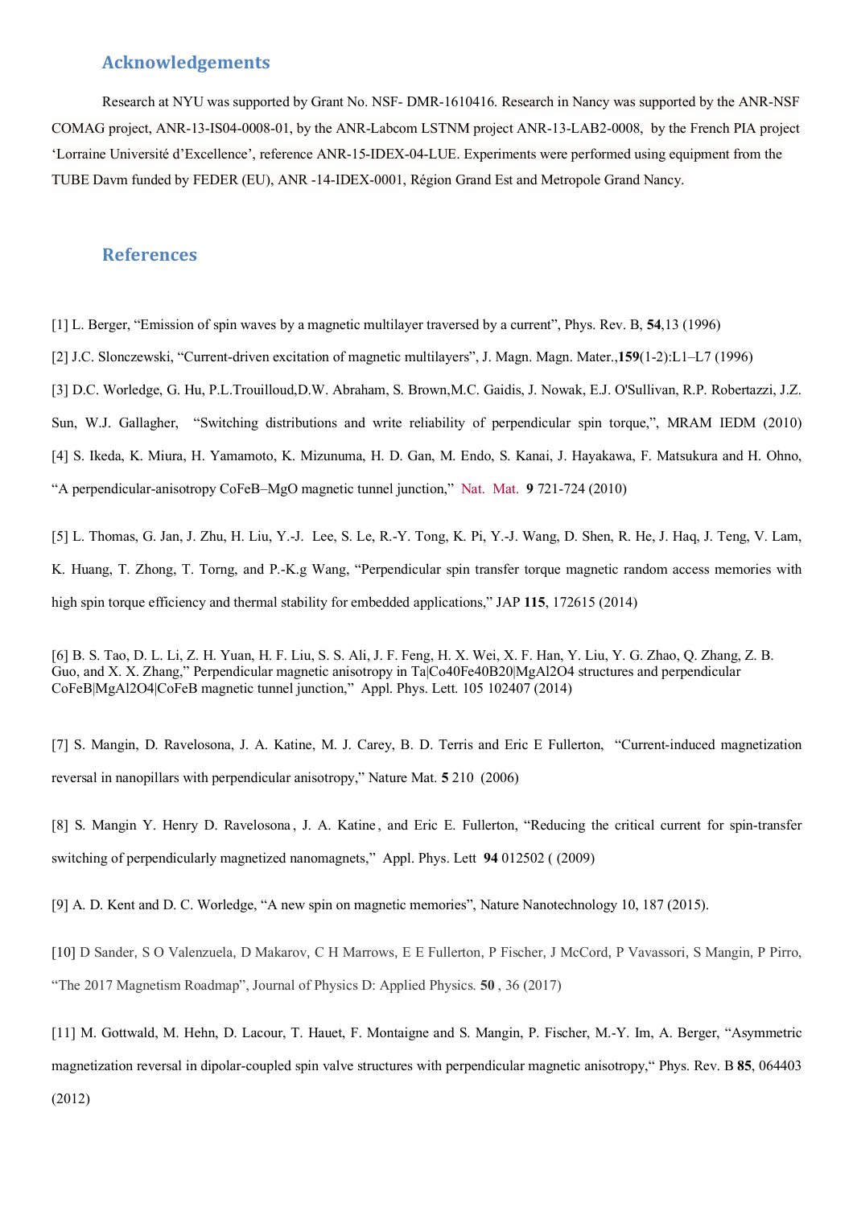## Acknowledgements

Research at NYU was supported by Grant No. NSF- DMR-1610416. Research in Nancy was supported by the ANR-NSF COMAG project, ANR-13-IS04-0008-01, by the ANR-Labcom LSTNM project ANR-13-LAB2-0008, by the French PIA project 'Lorraine Université d'Excellence', reference ANR-15-IDEX-04-LUE. Experiments were performed using equipment from the TUBE Davm funded by FEDER (EU), ANR -14-IDEX-0001, Région Grand Est and Metropole Grand Nancy.

## References

[1] L. Berger, "Emission of spin waves by a magnetic multilayer traversed by a current", Phys. Rev. B, **54**,13 (1996)

[2] J.C. Slonczewski, "Current-driven excitation of magnetic multilayers", J. Magn. Magn. Mater.,**159**(1-2):L1–L7 (1996)

[3] D.C. Worledge, G. Hu, P.L.Trouilloud,D.W. Abraham, S. Brown,M.C. Gaidis, J. Nowak, E.J. O'Sullivan, R.P. Robertazzi, J.Z. Sun, W.J. Gallagher, "Switching distributions and write reliability of perpendicular spin torque,", MRAM IEDM (2010)

[4] S. Ikeda, K. Miura, H. Yamamoto, K. Mizunuma, H. D. Gan, M. Endo, S. Kanai, J. Hayakawa, F. Matsukura and H. Ohno, "A perpendicular-anisotropy CoFeB–MgO magnetic tunnel junction," Nat. Mat. **9** 721-724 (2010)

[5] L. Thomas, G. Jan, J. Zhu, H. Liu, Y.-J. Lee, S. Le, R.-Y. Tong, K. Pi, Y.-J. Wang, D. Shen, R. He, J. Haq, J. Teng, V. Lam, K. Huang, T. Zhong, T. Torng, and P.-K.g Wang, "Perpendicular spin transfer torque magnetic random access memories with high spin torque efficiency and thermal stability for embedded applications," JAP **115**, 172615 (2014)

[6] B. S. Tao, D. L. Li, Z. H. Yuan, H. F. Liu, S. S. Ali, J. F. Feng, H. X. Wei, X. F. Han, Y. Liu, Y. G. Zhao, Q. Zhang, Z. B. Guo, and X. X. Zhang," Perpendicular magnetic anisotropy in Ta|$Co_{40}Fe_{40}B_{20}$|$MgAl_2O_4$ structures and perpendicular CoFeB|$MgAl_2O_4$|CoFeB magnetic tunnel junction," Appl. Phys. Lett. 105 102407 (2014)

[7] S. Mangin, D. Ravelosona, J. A. Katine, M. J. Carey, B. D. Terris and Eric E Fullerton, "Current-induced magnetization reversal in nanopillars with perpendicular anisotropy," Nature Mat. **5** 210 (2006)

[8] S. Mangin Y. Henry D. Ravelosona, J. A. Katine, and Eric E. Fullerton, "Reducing the critical current for spin-transfer switching of perpendicularly magnetized nanomagnets," Appl. Phys. Lett **94** 012502 ( (2009)

[9] A. D. Kent and D. C. Worledge, "A new spin on magnetic memories", Nature Nanotechnology 10, 187 (2015).

[10] D Sander, S O Valenzuela, D Makarov, C H Marrows, E E Fullerton, P Fischer, J McCord, P Vavassori, S Mangin, P Pirro, "The 2017 Magnetism Roadmap", Journal of Physics D: Applied Physics. **50** , 36 (2017)

[11] M. Gottwald, M. Hehn, D. Lacour, T. Hauet, F. Montaigne and S. Mangin, P. Fischer, M.-Y. Im, A. Berger, "Asymmetric magnetization reversal in dipolar-coupled spin valve structures with perpendicular magnetic anisotropy," Phys. Rev. B **85**, 064403 (2012)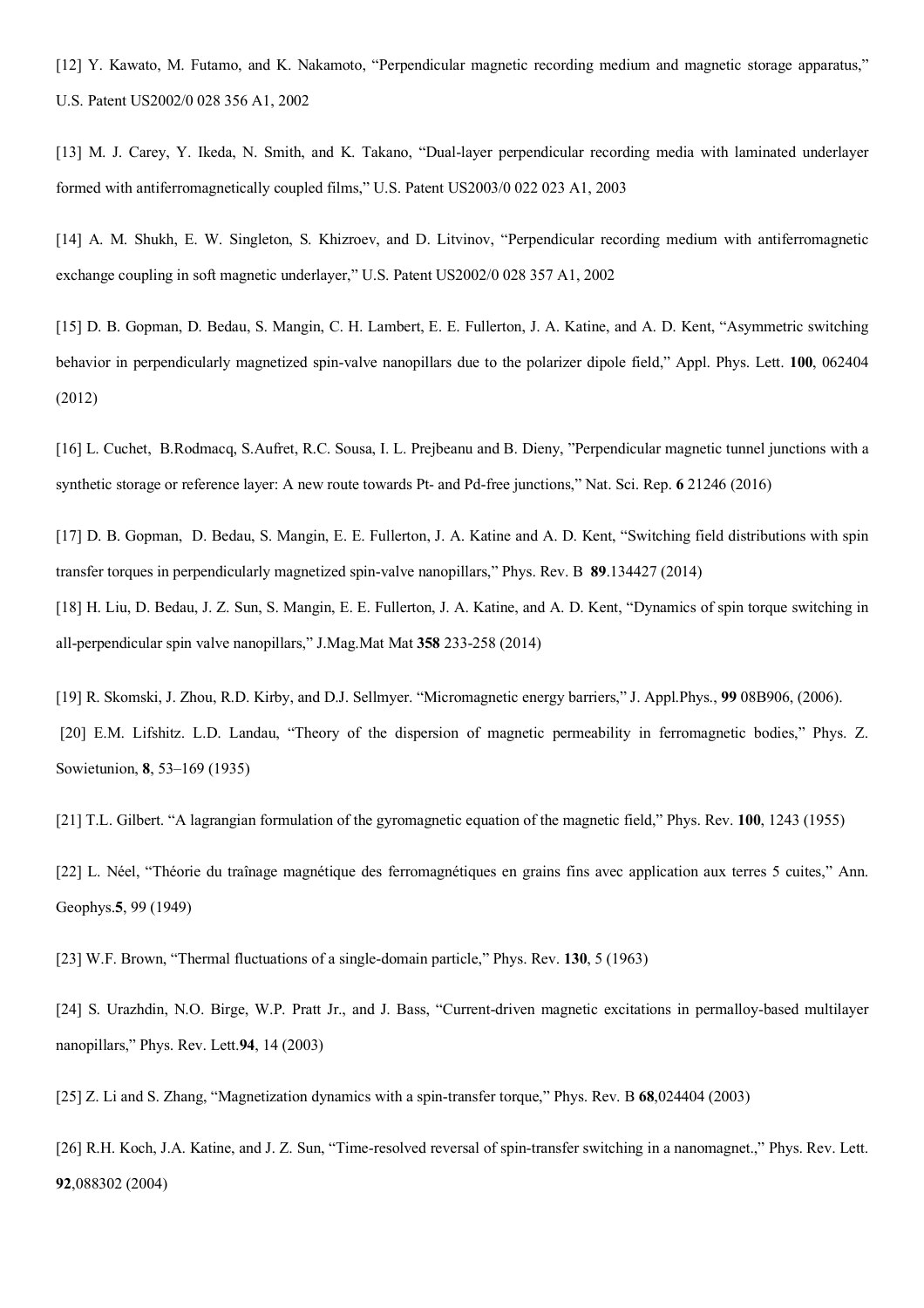[12] Y. Kawato, M. Futamo, and K. Nakamoto, "Perpendicular magnetic recording medium and magnetic storage apparatus," U.S. Patent US2002/0 028 356 A1, 2002

[13] M. J. Carey, Y. Ikeda, N. Smith, and K. Takano, "Dual-layer perpendicular recording media with laminated underlayer formed with antiferromagnetically coupled films," U.S. Patent US2003/0 022 023 A1, 2003

[14] A. M. Shukh, E. W. Singleton, S. Khizroev, and D. Litvinov, "Perpendicular recording medium with antiferromagnetic exchange coupling in soft magnetic underlayer," U.S. Patent US2002/0 028 357 A1, 2002

[15] D. B. Gopman, D. Bedau, S. Mangin, C. H. Lambert, E. E. Fullerton, J. A. Katine, and A. D. Kent, "Asymmetric switching behavior in perpendicularly magnetized spin-valve nanopillars due to the polarizer dipole field," Appl. Phys. Lett. **100**, 062404 (2012)

[16] L. Cuchet, B.Rodmacq, S.Aufret, R.C. Sousa, I. L. Prejbeanu and B. Dieny, "Perpendicular magnetic tunnel junctions with a synthetic storage or reference layer: A new route towards Pt- and Pd-free junctions," Nat. Sci. Rep. **6** 21246 (2016)

[17] D. B. Gopman, D. Bedau, S. Mangin, E. E. Fullerton, J. A. Katine and A. D. Kent, "Switching field distributions with spin transfer torques in perpendicularly magnetized spin-valve nanopillars," Phys. Rev. B **89**.134427 (2014)

[18] H. Liu, D. Bedau, J. Z. Sun, S. Mangin, E. E. Fullerton, J. A. Katine, and A. D. Kent, "Dynamics of spin torque switching in all-perpendicular spin valve nanopillars," J.Mag.Mat Mat **358** 233-258 (2014)

[19] R. Skomski, J. Zhou, R.D. Kirby, and D.J. Sellmyer. "Micromagnetic energy barriers," J. Appl.Phys., **99** 08B906, (2006).

[20] E.M. Lifshitz. L.D. Landau, "Theory of the dispersion of magnetic permeability in ferromagnetic bodies," Phys. Z. Sowietunion, **8**, 53–169 (1935)

[21] T.L. Gilbert. "A lagrangian formulation of the gyromagnetic equation of the magnetic field," Phys. Rev. **100**, 1243 (1955)

[22] L. Néel, "Théorie du traînage magnétique des ferromagnétiques en grains fins avec application aux terres 5 cuites," Ann. Geophys.**5**, 99 (1949)

[23] W.F. Brown, "Thermal fluctuations of a single-domain particle," Phys. Rev. **130**, 5 (1963)

[24] S. Urazhdin, N.O. Birge, W.P. Pratt Jr., and J. Bass, "Current-driven magnetic excitations in permalloy-based multilayer nanopillars," Phys. Rev. Lett.**94**, 14 (2003)

[25] Z. Li and S. Zhang, "Magnetization dynamics with a spin-transfer torque," Phys. Rev. B **68**,024404 (2003)

[26] R.H. Koch, J.A. Katine, and J. Z. Sun, "Time-resolved reversal of spin-transfer switching in a nanomagnet.," Phys. Rev. Lett. **92**,088302 (2004)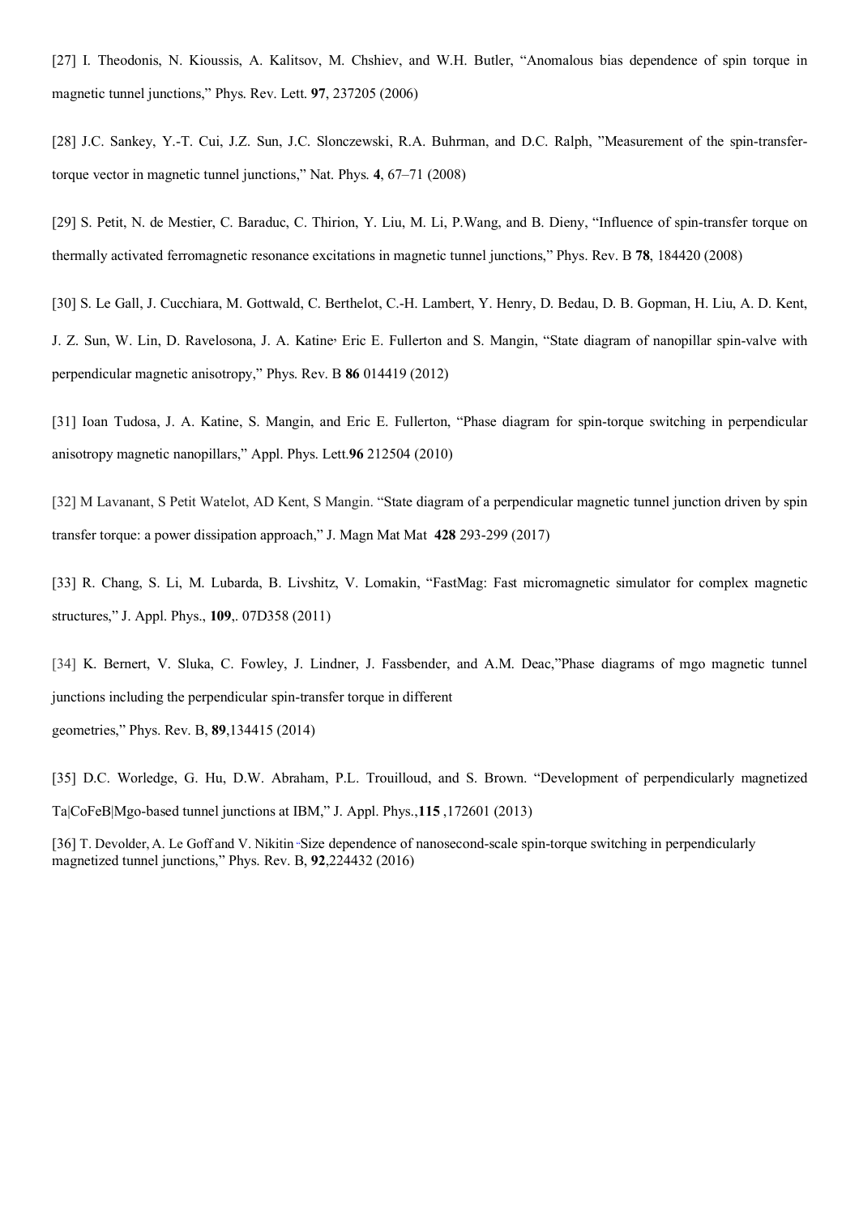[27] I. Theodonis, N. Kioussis, A. Kalitsov, M. Chshiev, and W.H. Butler, "Anomalous bias dependence of spin torque in magnetic tunnel junctions," Phys. Rev. Lett. **97**, 237205 (2006)

[28] J.C. Sankey, Y.-T. Cui, J.Z. Sun, J.C. Slonczewski, R.A. Buhrman, and D.C. Ralph, "Measurement of the spin-transfer-torque vector in magnetic tunnel junctions," Nat. Phys. **4**, 67–71 (2008)

[29] S. Petit, N. de Mestier, C. Baraduc, C. Thirion, Y. Liu, M. Li, P.Wang, and B. Dieny, "Influence of spin-transfer torque on thermally activated ferromagnetic resonance excitations in magnetic tunnel junctions," Phys. Rev. B **78**, 184420 (2008)

[30] S. Le Gall, J. Cucchiara, M. Gottwald, C. Berthelot, C.-H. Lambert, Y. Henry, D. Bedau, D. B. Gopman, H. Liu, A. D. Kent, J. Z. Sun, W. Lin, D. Ravelosona, J. A. Katine, Eric E. Fullerton and S. Mangin, "State diagram of nanopillar spin-valve with perpendicular magnetic anisotropy," Phys. Rev. B **86** 014419 (2012)

[31] Ioan Tudosa, J. A. Katine, S. Mangin, and Eric E. Fullerton, "Phase diagram for spin-torque switching in perpendicular anisotropy magnetic nanopillars," Appl. Phys. Lett.**96** 212504 (2010)

[32] M Lavanant, S Petit Watelot, AD Kent, S Mangin. "State diagram of a perpendicular magnetic tunnel junction driven by spin transfer torque: a power dissipation approach," J. Magn Mat Mat **428** 293-299 (2017)

[33] R. Chang, S. Li, M. Lubarda, B. Livshitz, V. Lomakin, "FastMag: Fast micromagnetic simulator for complex magnetic structures," J. Appl. Phys., **109**,. 07D358 (2011)

[34] K. Bernert, V. Sluka, C. Fowley, J. Lindner, J. Fassbender, and A.M. Deac,"Phase diagrams of mgo magnetic tunnel junctions including the perpendicular spin-transfer torque in different geometries," Phys. Rev. B, **89**,134415 (2014)

[35] D.C. Worledge, G. Hu, D.W. Abraham, P.L. Trouilloud, and S. Brown. "Development of perpendicularly magnetized Ta|CoFeB|Mgo-based tunnel junctions at IBM," J. Appl. Phys.,**115** ,172601 (2013)

[36] T. Devolder, A. Le Goff and V. Nikitin "Size dependence of nanosecond-scale spin-torque switching in perpendicularly magnetized tunnel junctions," Phys. Rev. B, **92**,224432 (2016)